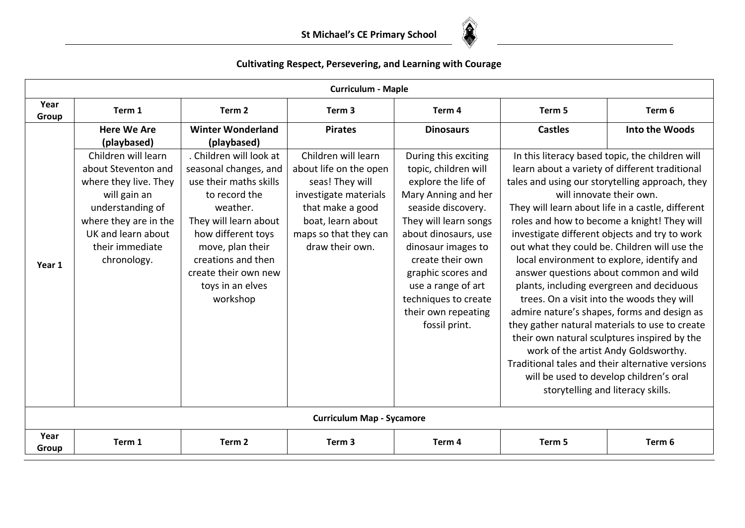**St Michael's CE Primary School**

**Cultivating Respect, Persevering, and Learning with Courage**

| **Curriculum - Maple** | | | | | | |
|---|---|---|---|---|---|---|
| **Year Group** | **Term 1** | **Term 2** | **Term 3** | **Term 4** | **Term 5** | **Term 6** |
| **Year 1** | **Here We Are (playbased)** Children will learn about Steventon and where they live. They will gain an understanding of where they are in the UK and learn about their immediate chronology. | **Winter Wonderland (playbased)** . Children will look at seasonal changes, and use their maths skills to record the weather. They will learn about how different toys move, plan their creations and then create their own new toys in an elves workshop | **Pirates** Children will learn about life on the open seas! They will investigate materials that make a good boat, learn about maps so that they can draw their own. | **Dinosaurs** During this exciting topic, children will explore the life of Mary Anning and her seaside discovery. They will learn songs about dinosaurs, use dinosaur images to create their own graphic scores and use a range of art techniques to create their own repeating fossil print. | **Castles** In this literacy based topic, the children will learn about a variety of different traditional tales and using our storytelling approach, they will innovate their own. They will learn about life in a castle, different roles and how to become a knight! They will investigate different objects and try to work out what they could be. Children will use the local environment to explore, identify and answer questions about common and wild plants, including evergreen and deciduous trees. On a visit into the woods they will admire nature's shapes, forms and design as they gather natural materials to use to create their own natural sculptures inspired by the work of the artist Andy Goldsworthy. Traditional tales and their alternative versions will be used to develop children's oral storytelling and literacy skills. | **Into the Woods** |

| **Curriculum Map - Sycamore** | | | | | | |
|---|---|---|---|---|---|---|
| **Year Group** | **Term 1** | **Term 2** | **Term 3** | **Term 4** | **Term 5** | **Term 6** |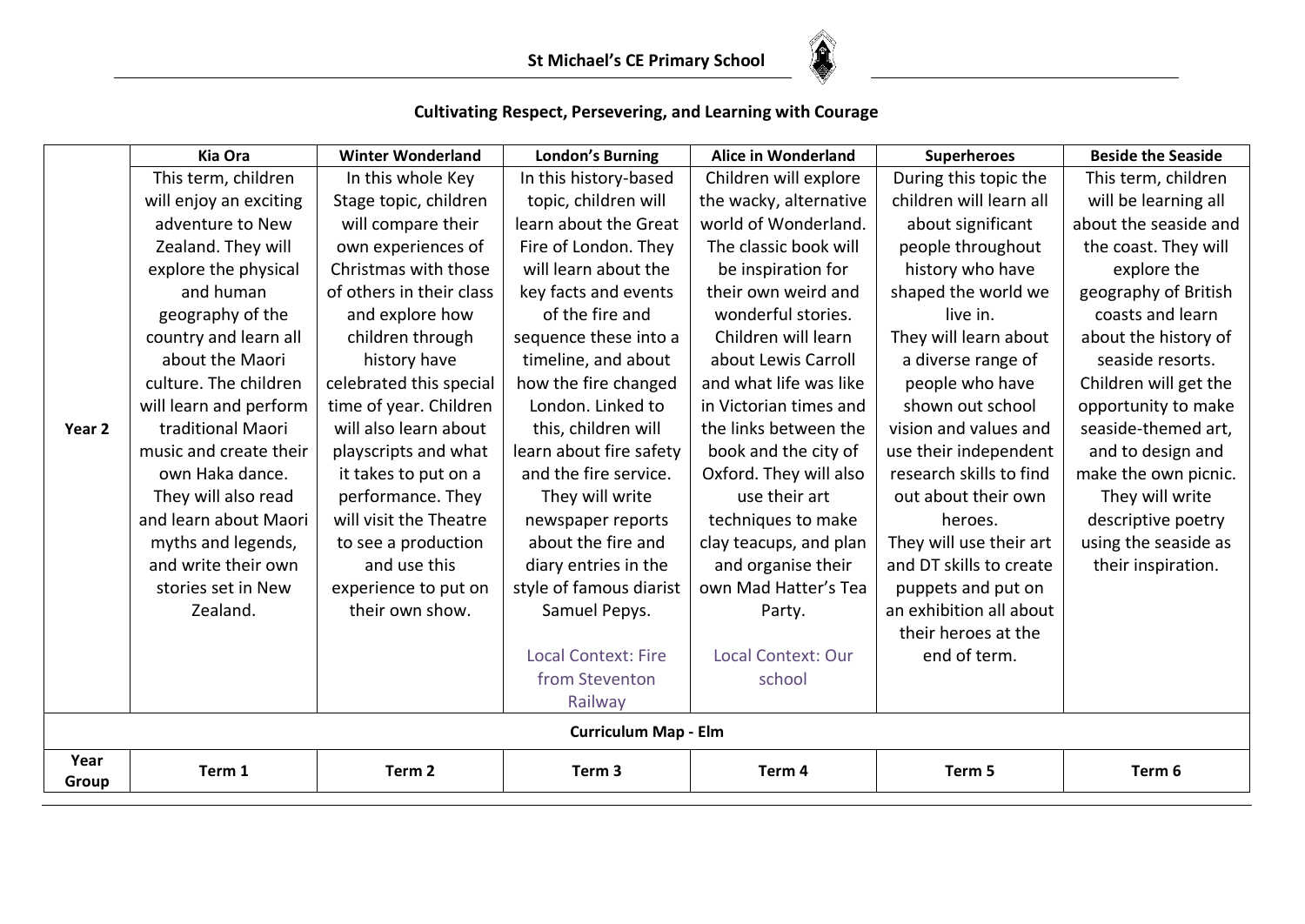**St Michael's CE Primary School**

**Cultivating Respect, Persevering, and Learning with Courage**

| | Kia Ora | Winter Wonderland | London's Burning | Alice in Wonderland | Superheroes | Beside the Seaside |
|---|---|---|---|---|---|---|
| Year 2 | This term, children will enjoy an exciting adventure to New Zealand. They will explore the physical and human geography of the country and learn all about the Maori culture. The children will learn and perform traditional Maori music and create their own Haka dance. They will also read and learn about Maori myths and legends, and write their own stories set in New Zealand. | In this whole Key Stage topic, children will compare their own experiences of Christmas with those of others in their class and explore how children through history have celebrated this special time of year. Children will also learn about playscripts and what it takes to put on a performance. They will visit the Theatre to see a production and use this experience to put on their own show. | In this history-based topic, children will learn about the Great Fire of London. They will learn about the key facts and events of the fire and sequence these into a timeline, and about how the fire changed London. Linked to this, children will learn about fire safety and the fire service. They will write newspaper reports about the fire and diary entries in the style of famous diarist Samuel Pepys.<br><br>Local Context: Fire from Steventon Railway | Children will explore the wacky, alternative world of Wonderland. The classic book will be inspiration for their own weird and wonderful stories. Children will learn about Lewis Carroll and what life was like in Victorian times and the links between the book and the city of Oxford. They will also use their art techniques to make clay teacups, and plan and organise their own Mad Hatter's Tea Party.<br><br>Local Context: Our school | During this topic the children will learn all about significant people throughout history who have shaped the world we live in.<br>They will learn about a diverse range of people who have shown out school vision and values and use their independent research skills to find out about their own heroes.<br>They will use their art and DT skills to create puppets and put on an exhibition all about their heroes at the end of term. | This term, children will be learning all about the seaside and the coast. They will explore the geography of British coasts and learn about the history of seaside resorts. Children will get the opportunity to make seaside-themed art, and to design and make the own picnic. They will write descriptive poetry using the seaside as their inspiration. |
| **Curriculum Map - Elm** | | | | | | |
| **Year Group** | **Term 1** | **Term 2** | **Term 3** | **Term 4** | **Term 5** | **Term 6** |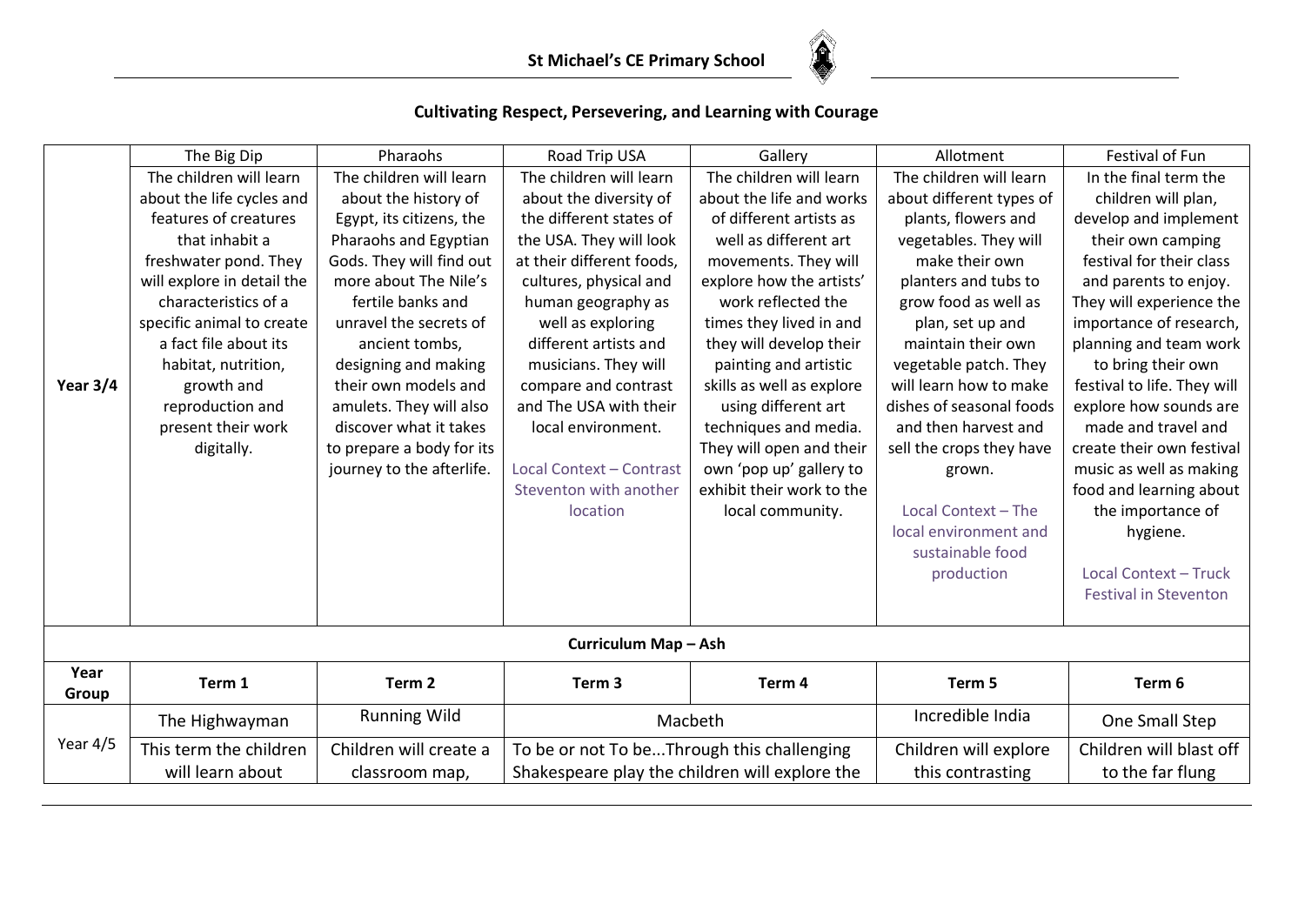**St Michael's CE Primary School**

**Cultivating Respect, Persevering, and Learning with Courage**

| | The Big Dip | Pharaohs | Road Trip USA | Gallery | Allotment | Festival of Fun |
|---|---|---|---|---|---|---|
| **Year 3/4** | The children will learn about the life cycles and features of creatures that inhabit a freshwater pond. They will explore in detail the characteristics of a specific animal to create a fact file about its habitat, nutrition, growth and reproduction and present their work digitally. | The children will learn about the history of Egypt, its citizens, the Pharaohs and Egyptian Gods. They will find out more about The Nile's fertile banks and unravel the secrets of ancient tombs, designing and making their own models and amulets. They will also discover what it takes to prepare a body for its journey to the afterlife. | The children will learn about the diversity of the different states of the USA. They will look at their different foods, cultures, physical and human geography as well as exploring different artists and musicians. They will compare and contrast and The USA with their local environment.<br><br>Local Context – Contrast Steventon with another location | The children will learn about the life and works of different artists as well as different art movements. They will explore how the artists' work reflected the times they lived in and they will develop their painting and artistic skills as well as explore using different art techniques and media. They will open and their own 'pop up' gallery to exhibit their work to the local community. | The children will learn about different types of plants, flowers and vegetables. They will make their own planters and tubs to grow food as well as plan, set up and maintain their own vegetable patch. They will learn how to make dishes of seasonal foods and then harvest and sell the crops they have grown.<br><br>Local Context – The local environment and sustainable food production | In the final term the children will plan, develop and implement their own camping festival for their class and parents to enjoy. They will experience the importance of research, planning and team work to bring their own festival to life. They will explore how sounds are made and travel and create their own festival music as well as making food and learning about the importance of hygiene.<br><br>Local Context – Truck Festival in Steventon |

**Curriculum Map – Ash**

| Year Group | Term 1 | Term 2 | Term 3 | Term 4 | Term 5 | Term 6 |
|---|---|---|---|---|---|---|
| Year 4/5 | The Highwayman | Running Wild | Macbeth | | Incredible India | One Small Step |
| | This term the children will learn about | Children will create a classroom map, | To be or not To be...Through this challenging Shakespeare play the children will explore the | | Children will explore this contrasting | Children will blast off to the far flung |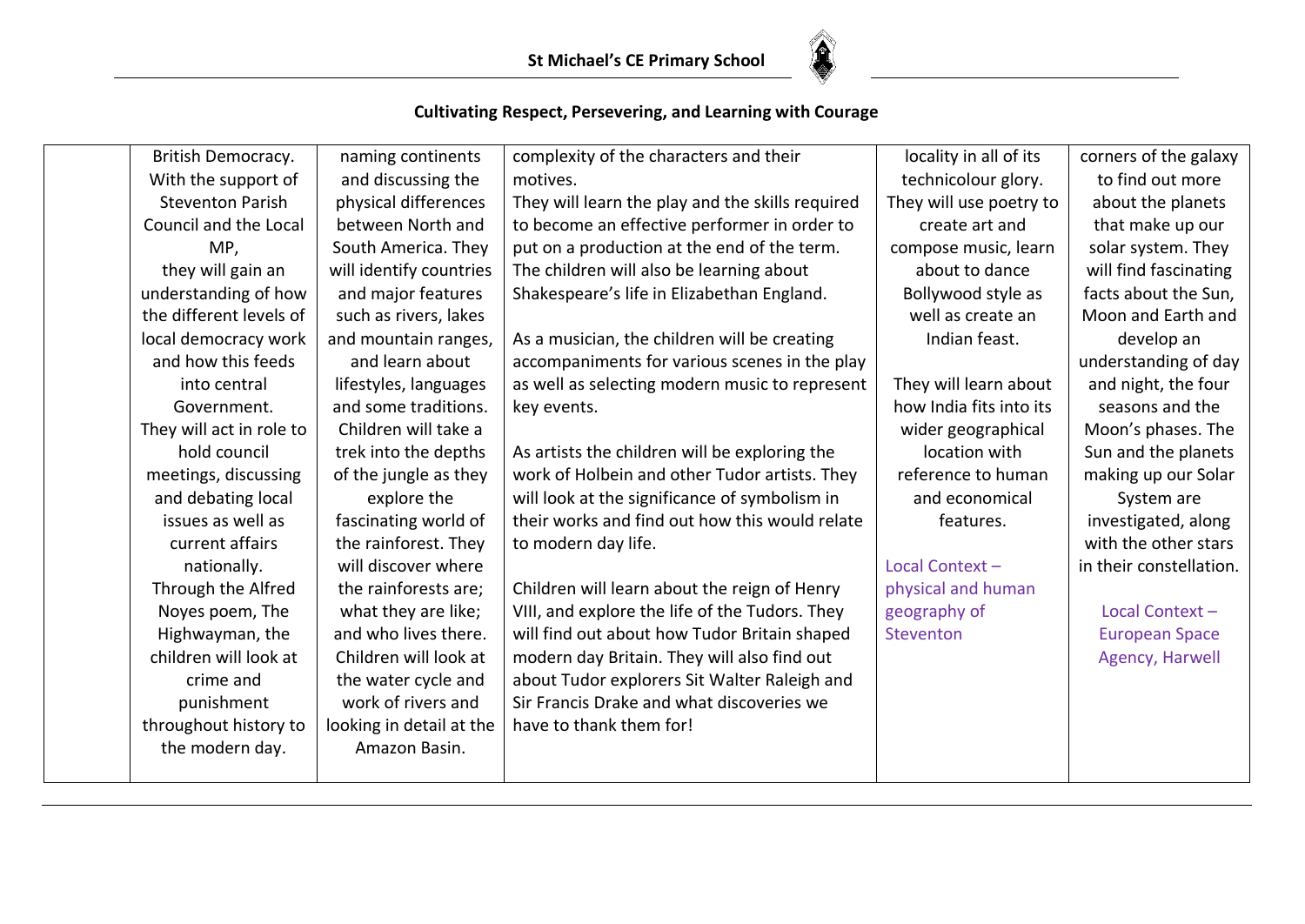**St Michael's CE Primary School**

**Cultivating Respect, Persevering, and Learning with Courage**

| | | | | | |
|---|---|---|---|---|---|
| | British Democracy. With the support of Steventon Parish Council and the Local MP, they will gain an understanding of how the different levels of local democracy work and how this feeds into central Government. They will act in role to hold council meetings, discussing and debating local issues as well as current affairs nationally. Through the Alfred Noyes poem, The Highwayman, the children will look at crime and punishment throughout history to the modern day. | naming continents and discussing the physical differences between North and South America. They will identify countries and major features such as rivers, lakes and mountain ranges, and learn about lifestyles, languages and some traditions. Children will take a trek into the depths of the jungle as they explore the fascinating world of the rainforest. They will discover where the rainforests are; what they are like; and who lives there. Children will look at the water cycle and work of rivers and looking in detail at the Amazon Basin. | complexity of the characters and their motives. They will learn the play and the skills required to become an effective performer in order to put on a production at the end of the term. The children will also be learning about Shakespeare's life in Elizabethan England. <br><br> As a musician, the children will be creating accompaniments for various scenes in the play as well as selecting modern music to represent key events. <br><br> As artists the children will be exploring the work of Holbein and other Tudor artists. They will look at the significance of symbolism in their works and find out how this would relate to modern day life. <br><br> Children will learn about the reign of Henry VIII, and explore the life of the Tudors. They will find out about how Tudor Britain shaped modern day Britain. They will also find out about Tudor explorers Sit Walter Raleigh and Sir Francis Drake and what discoveries we have to thank them for! | locality in all of its technicolour glory. They will use poetry to create art and compose music, learn about to dance Bollywood style as well as create an Indian feast. <br><br> They will learn about how India fits into its wider geographical location with reference to human and economical features. <br><br> Local Context – physical and human geography of Steventon | corners of the galaxy to find out more about the planets that make up our solar system. They will find fascinating facts about the Sun, Moon and Earth and develop an understanding of day and night, the four seasons and the Moon's phases. The Sun and the planets making up our Solar System are investigated, along with the other stars in their constellation. <br><br> Local Context – European Space Agency, Harwell |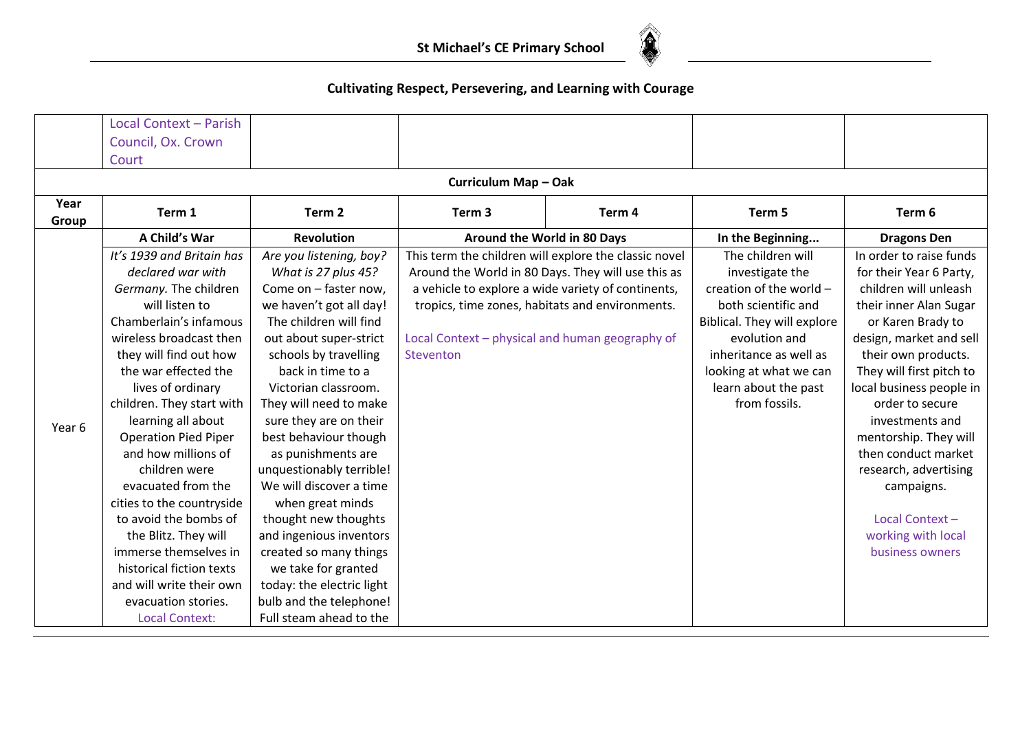| | Local Context – Parish Council, Ox. Crown Court | | | | | |
|---|---|---|---|---|---|---|

**Curriculum Map – Oak**

| Year Group | Term 1 | Term 2 | Term 3 | Term 4 | Term 5 | Term 6 |
|---|---|---|---|---|---|---|
| | **A Child's War** | **Revolution** | **Around the World in 80 Days** | | **In the Beginning...** | **Dragons Den** |
| Year 6 | *It's 1939 and Britain has declared war with Germany.* The children will listen to Chamberlain's infamous wireless broadcast then they will find out how the war effected the lives of ordinary children. They start with learning all about Operation Pied Piper and how millions of children were evacuated from the cities to the countryside to avoid the bombs of the Blitz. They will immerse themselves in historical fiction texts and will write their own evacuation stories. Local Context: | *Are you listening, boy? What is 27 plus 45?* Come on – faster now, we haven't got all day! The children will find out about super-strict schools by travelling back in time to a Victorian classroom. They will need to make sure they are on their best behaviour though as punishments are unquestionably terrible! We will discover a time when great minds thought new thoughts and ingenious inventors created so many things we take for granted today: the electric light bulb and the telephone! Full steam ahead to the | This term the children will explore the classic novel Around the World in 80 Days. They will use this as a vehicle to explore a wide variety of continents, tropics, time zones, habitats and environments. Local Context – physical and human geography of Steventon | | The children will investigate the creation of the world – both scientific and Biblical. They will explore evolution and inheritance as well as looking at what we can learn about the past from fossils. | In order to raise funds for their Year 6 Party, children will unleash their inner Alan Sugar or Karen Brady to design, market and sell their own products. They will first pitch to local business people in order to secure investments and mentorship. They will then conduct market research, advertising campaigns. Local Context – working with local business owners |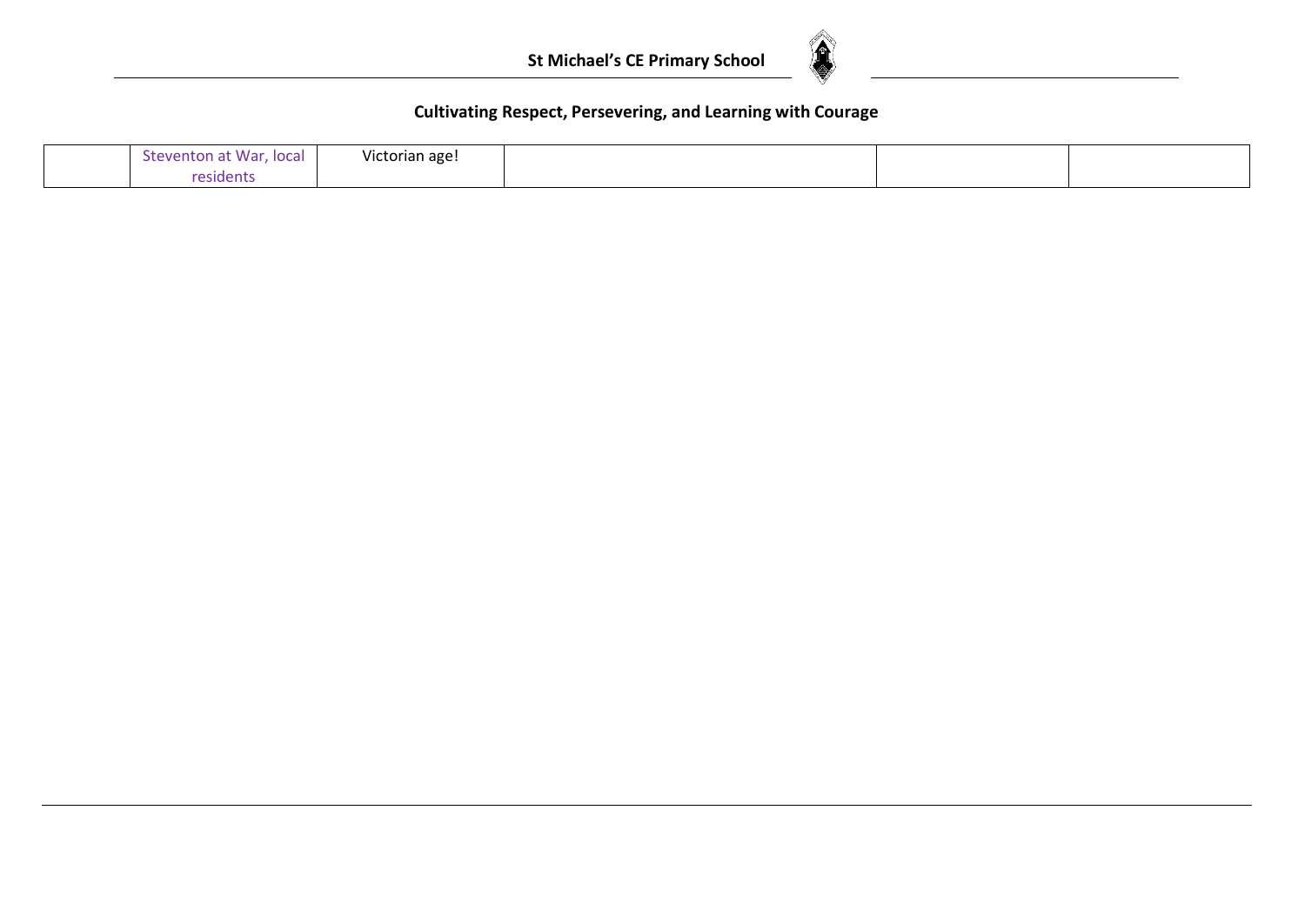| | | | | | |
|---|---|---|---|---|---|
| | Steventon at War, local residents | Victorian age! | | | |